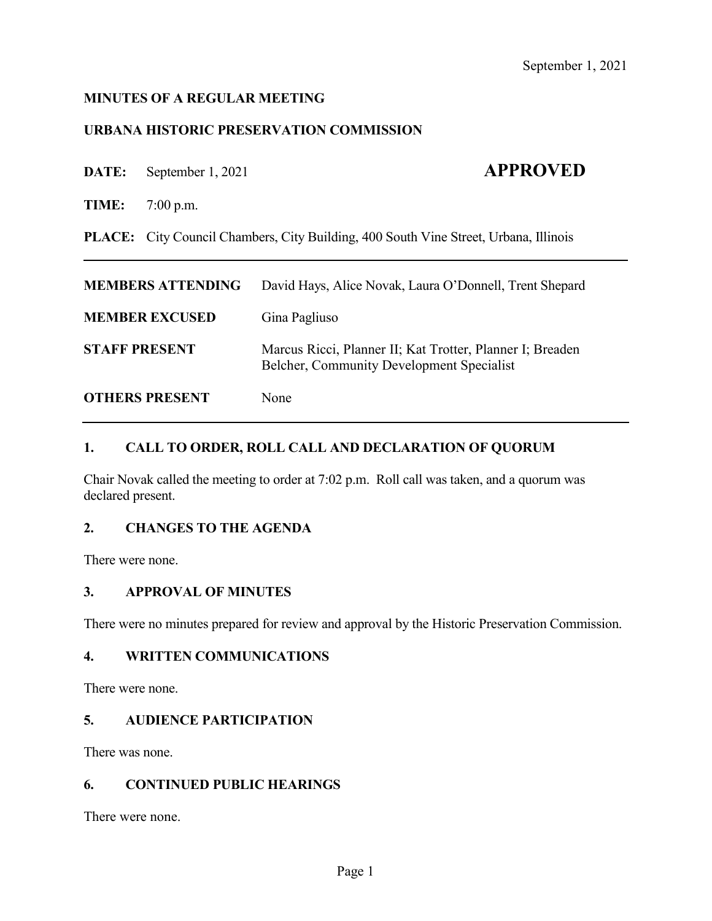September 1, 2021

**MINUTES OF A REGULAR MEETING**

**URBANA HISTORIC PRESERVATION COMMISSION**

**DATE:** September 1, 2021 **APPROVED**

**TIME:** 7:00 p.m.

**PLACE:** City Council Chambers, City Building, 400 South Vine Street, Urbana, Illinois

| | |
|---|---|
| **MEMBERS ATTENDING** | David Hays, Alice Novak, Laura O'Donnell, Trent Shepard |
| **MEMBER EXCUSED** | Gina Pagliuso |
| **STAFF PRESENT** | Marcus Ricci, Planner II; Kat Trotter, Planner I; Breaden Belcher, Community Development Specialist |
| **OTHERS PRESENT** | None |

## 1. CALL TO ORDER, ROLL CALL AND DECLARATION OF QUORUM

Chair Novak called the meeting to order at 7:02 p.m. Roll call was taken, and a quorum was declared present.

## 2. CHANGES TO THE AGENDA

There were none.

## 3. APPROVAL OF MINUTES

There were no minutes prepared for review and approval by the Historic Preservation Commission.

## 4. WRITTEN COMMUNICATIONS

There were none.

## 5. AUDIENCE PARTICIPATION

There was none.

## 6. CONTINUED PUBLIC HEARINGS

There were none.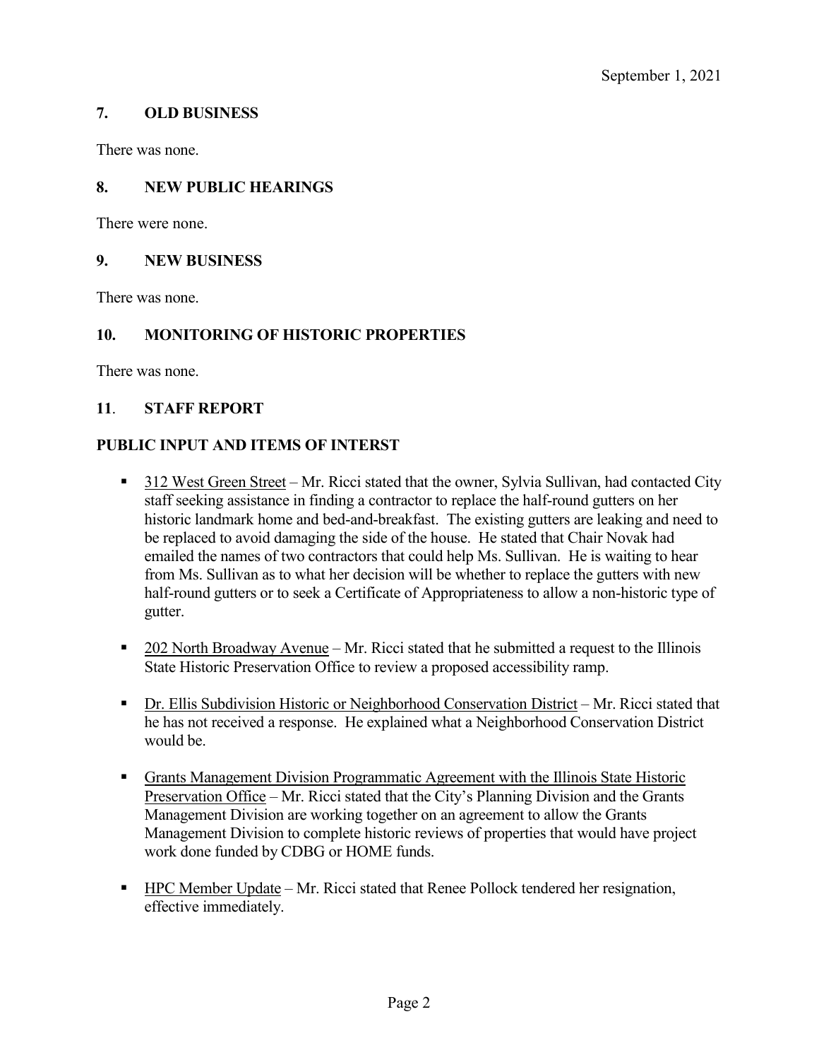September 1, 2021

## 7. OLD BUSINESS

There was none.

## 8. NEW PUBLIC HEARINGS

There were none.

## 9. NEW BUSINESS

There was none.

## 10. MONITORING OF HISTORIC PROPERTIES

There was none.

## 11. STAFF REPORT

## PUBLIC INPUT AND ITEMS OF INTERST

- 312 West Green Street – Mr. Ricci stated that the owner, Sylvia Sullivan, had contacted City staff seeking assistance in finding a contractor to replace the half-round gutters on her historic landmark home and bed-and-breakfast. The existing gutters are leaking and need to be replaced to avoid damaging the side of the house. He stated that Chair Novak had emailed the names of two contractors that could help Ms. Sullivan. He is waiting to hear from Ms. Sullivan as to what her decision will be whether to replace the gutters with new half-round gutters or to seek a Certificate of Appropriateness to allow a non-historic type of gutter.

- 202 North Broadway Avenue – Mr. Ricci stated that he submitted a request to the Illinois State Historic Preservation Office to review a proposed accessibility ramp.

- Dr. Ellis Subdivision Historic or Neighborhood Conservation District – Mr. Ricci stated that he has not received a response. He explained what a Neighborhood Conservation District would be.

- Grants Management Division Programmatic Agreement with the Illinois State Historic Preservation Office – Mr. Ricci stated that the City's Planning Division and the Grants Management Division are working together on an agreement to allow the Grants Management Division to complete historic reviews of properties that would have project work done funded by CDBG or HOME funds.

- HPC Member Update – Mr. Ricci stated that Renee Pollock tendered her resignation, effective immediately.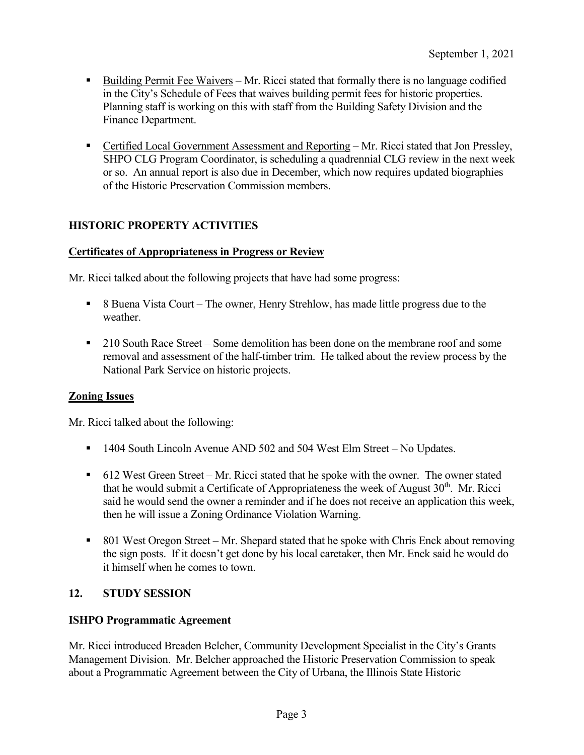- Building Permit Fee Waivers – Mr. Ricci stated that formally there is no language codified in the City's Schedule of Fees that waives building permit fees for historic properties. Planning staff is working on this with staff from the Building Safety Division and the Finance Department.

- Certified Local Government Assessment and Reporting – Mr. Ricci stated that Jon Pressley, SHPO CLG Program Coordinator, is scheduling a quadrennial CLG review in the next week or so. An annual report is also due in December, which now requires updated biographies of the Historic Preservation Commission members.

## HISTORIC PROPERTY ACTIVITIES

### Certificates of Appropriateness in Progress or Review

Mr. Ricci talked about the following projects that have had some progress:

- 8 Buena Vista Court – The owner, Henry Strehlow, has made little progress due to the weather.

- 210 South Race Street – Some demolition has been done on the membrane roof and some removal and assessment of the half-timber trim. He talked about the review process by the National Park Service on historic projects.

### Zoning Issues

Mr. Ricci talked about the following:

- 1404 South Lincoln Avenue AND 502 and 504 West Elm Street – No Updates.

- 612 West Green Street – Mr. Ricci stated that he spoke with the owner. The owner stated that he would submit a Certificate of Appropriateness the week of August 30th. Mr. Ricci said he would send the owner a reminder and if he does not receive an application this week, then he will issue a Zoning Ordinance Violation Warning.

- 801 West Oregon Street – Mr. Shepard stated that he spoke with Chris Enck about removing the sign posts. If it doesn't get done by his local caretaker, then Mr. Enck said he would do it himself when he comes to town.

## 12. STUDY SESSION

### ISHPO Programmatic Agreement

Mr. Ricci introduced Breaden Belcher, Community Development Specialist in the City's Grants Management Division. Mr. Belcher approached the Historic Preservation Commission to speak about a Programmatic Agreement between the City of Urbana, the Illinois State Historic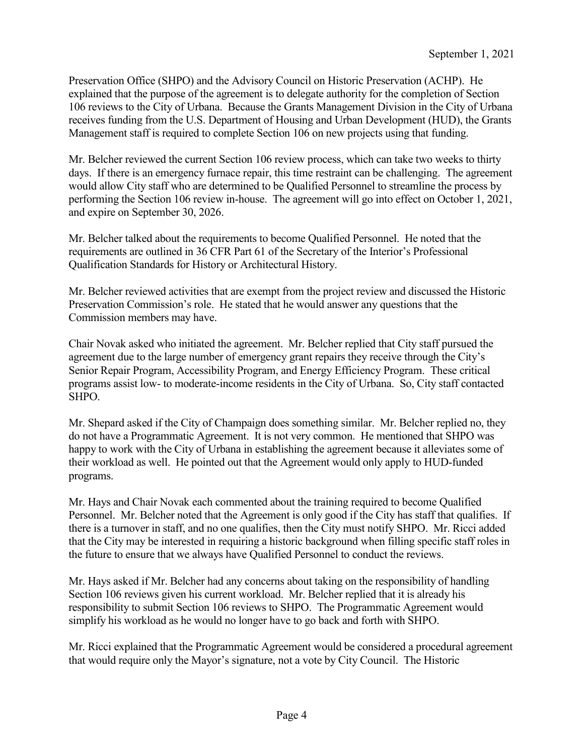Preservation Office (SHPO) and the Advisory Council on Historic Preservation (ACHP). He explained that the purpose of the agreement is to delegate authority for the completion of Section 106 reviews to the City of Urbana. Because the Grants Management Division in the City of Urbana receives funding from the U.S. Department of Housing and Urban Development (HUD), the Grants Management staff is required to complete Section 106 on new projects using that funding.

Mr. Belcher reviewed the current Section 106 review process, which can take two weeks to thirty days. If there is an emergency furnace repair, this time restraint can be challenging. The agreement would allow City staff who are determined to be Qualified Personnel to streamline the process by performing the Section 106 review in-house. The agreement will go into effect on October 1, 2021, and expire on September 30, 2026.

Mr. Belcher talked about the requirements to become Qualified Personnel. He noted that the requirements are outlined in 36 CFR Part 61 of the Secretary of the Interior's Professional Qualification Standards for History or Architectural History.

Mr. Belcher reviewed activities that are exempt from the project review and discussed the Historic Preservation Commission's role. He stated that he would answer any questions that the Commission members may have.

Chair Novak asked who initiated the agreement. Mr. Belcher replied that City staff pursued the agreement due to the large number of emergency grant repairs they receive through the City's Senior Repair Program, Accessibility Program, and Energy Efficiency Program. These critical programs assist low- to moderate-income residents in the City of Urbana. So, City staff contacted SHPO.

Mr. Shepard asked if the City of Champaign does something similar. Mr. Belcher replied no, they do not have a Programmatic Agreement. It is not very common. He mentioned that SHPO was happy to work with the City of Urbana in establishing the agreement because it alleviates some of their workload as well. He pointed out that the Agreement would only apply to HUD-funded programs.

Mr. Hays and Chair Novak each commented about the training required to become Qualified Personnel. Mr. Belcher noted that the Agreement is only good if the City has staff that qualifies. If there is a turnover in staff, and no one qualifies, then the City must notify SHPO. Mr. Ricci added that the City may be interested in requiring a historic background when filling specific staff roles in the future to ensure that we always have Qualified Personnel to conduct the reviews.

Mr. Hays asked if Mr. Belcher had any concerns about taking on the responsibility of handling Section 106 reviews given his current workload. Mr. Belcher replied that it is already his responsibility to submit Section 106 reviews to SHPO. The Programmatic Agreement would simplify his workload as he would no longer have to go back and forth with SHPO.

Mr. Ricci explained that the Programmatic Agreement would be considered a procedural agreement that would require only the Mayor's signature, not a vote by City Council. The Historic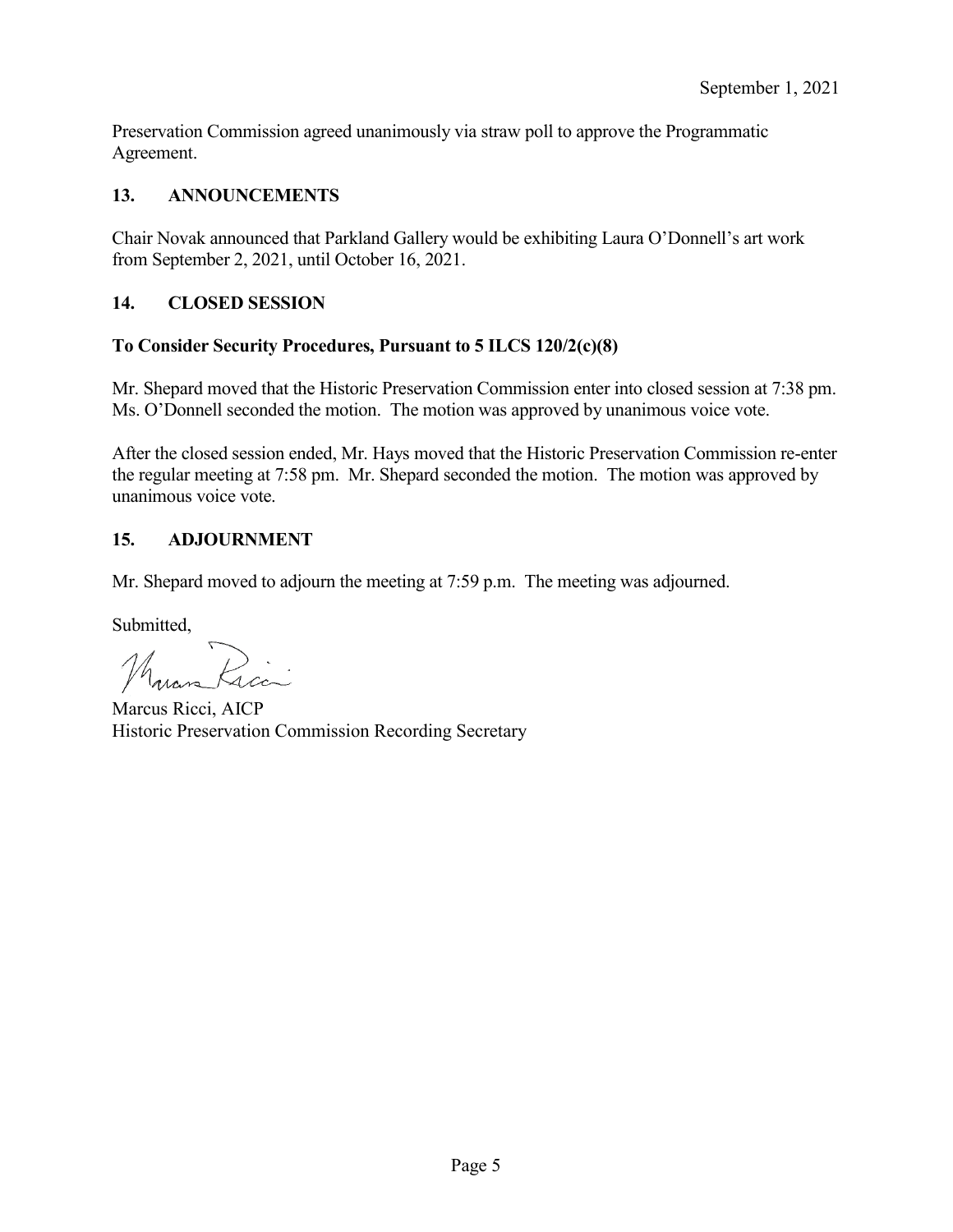September 1, 2021

Preservation Commission agreed unanimously via straw poll to approve the Programmatic Agreement.

## 13. ANNOUNCEMENTS

Chair Novak announced that Parkland Gallery would be exhibiting Laura O'Donnell's art work from September 2, 2021, until October 16, 2021.

## 14. CLOSED SESSION

**To Consider Security Procedures, Pursuant to 5 ILCS 120/2(c)(8)**

Mr. Shepard moved that the Historic Preservation Commission enter into closed session at 7:38 pm. Ms. O'Donnell seconded the motion. The motion was approved by unanimous voice vote.

After the closed session ended, Mr. Hays moved that the Historic Preservation Commission re-enter the regular meeting at 7:58 pm. Mr. Shepard seconded the motion. The motion was approved by unanimous voice vote.

## 15. ADJOURNMENT

Mr. Shepard moved to adjourn the meeting at 7:59 p.m. The meeting was adjourned.

Submitted,

Marcus Ricci, AICP
Historic Preservation Commission Recording Secretary